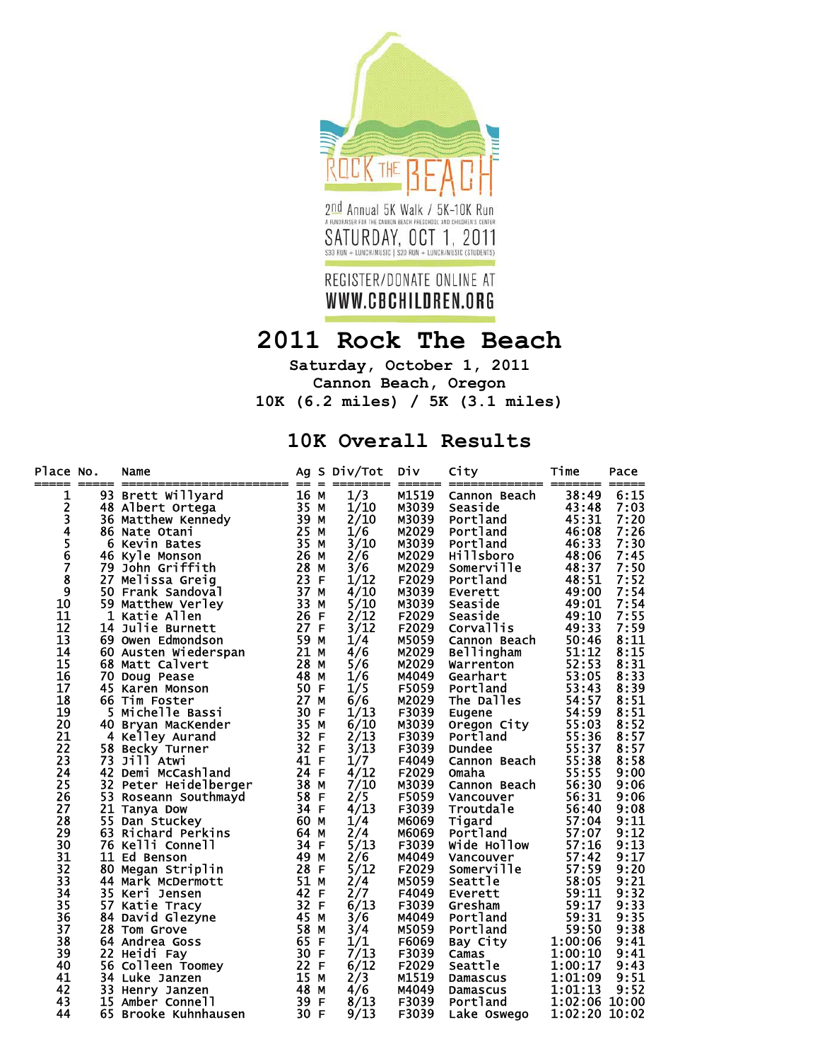ROCK THE BEACH

2nd Annual 5K Walk / 5K-10K Run

A FUNDRAISER FOR THE CANNON BEACH PRESCHOOL AND CHILDREN'S CENTER

SATURDAY, OCT 1, 2011

$30 RUN + LUNCH/MUSIC | $20 RUN + LUNCH/MUSIC (STUDENTS)

REGISTER/DONATE ONLINE AT WWW.CBCHILDREN.ORG

# 2011 Rock The Beach

**Saturday, October 1, 2011**
**Cannon Beach, Oregon**
**10K (6.2 miles) / 5K (3.1 miles)**

## 10K Overall Results

| Place | No. | Name | Ag | S | Div/Tot | Div | City | Time | Pace |
|---|---|---|---|---|---|---|---|---|---|
| 1 | 93 | Brett Willyard | 16 | M | 1/3 | M1519 | Cannon Beach | 38:49 | 6:15 |
| 2 | 48 | Albert Ortega | 35 | M | 1/10 | M3039 | Seaside | 43:48 | 7:03 |
| 3 | 36 | Matthew Kennedy | 39 | M | 2/10 | M3039 | Portland | 45:31 | 7:20 |
| 4 | 86 | Nate Otani | 25 | M | 1/6 | M2029 | Portland | 46:08 | 7:26 |
| 5 | 6 | Kevin Bates | 35 | M | 3/10 | M3039 | Portland | 46:33 | 7:30 |
| 6 | 46 | Kyle Monson | 26 | M | 2/6 | M2029 | Hillsboro | 48:06 | 7:45 |
| 7 | 79 | John Griffith | 28 | M | 3/6 | M2029 | Somerville | 48:37 | 7:50 |
| 8 | 27 | Melissa Greig | 23 | F | 1/12 | F2029 | Portland | 48:51 | 7:52 |
| 9 | 50 | Frank Sandoval | 37 | M | 4/10 | M3039 | Everett | 49:00 | 7:54 |
| 10 | 59 | Matthew Verley | 33 | M | 5/10 | M3039 | Seaside | 49:01 | 7:54 |
| 11 | 1 | Katie Allen | 26 | F | 2/12 | F2029 | Seaside | 49:10 | 7:55 |
| 12 | 14 | Julie Burnett | 27 | F | 3/12 | F2029 | Corvallis | 49:33 | 7:59 |
| 13 | 69 | Owen Edmondson | 59 | M | 1/4 | M5059 | Cannon Beach | 50:46 | 8:11 |
| 14 | 60 | Austen Wiederspan | 21 | M | 4/6 | M2029 | Bellingham | 51:12 | 8:15 |
| 15 | 68 | Matt Calvert | 28 | M | 5/6 | M2029 | Warrenton | 52:53 | 8:31 |
| 16 | 70 | Doug Pease | 48 | M | 1/6 | M4049 | Gearhart | 53:05 | 8:33 |
| 17 | 45 | Karen Monson | 50 | F | 1/5 | F5059 | Portland | 53:43 | 8:39 |
| 18 | 66 | Tim Foster | 27 | M | 6/6 | M2029 | The Dalles | 54:57 | 8:51 |
| 19 | 5 | Michelle Bassi | 30 | F | 1/13 | F3039 | Eugene | 54:59 | 8:51 |
| 20 | 40 | Bryan MacKender | 35 | M | 6/10 | M3039 | Oregon City | 55:03 | 8:52 |
| 21 | 4 | Kelley Aurand | 32 | F | 2/13 | F3039 | Portland | 55:36 | 8:57 |
| 22 | 58 | Becky Turner | 32 | F | 3/13 | F3039 | Dundee | 55:37 | 8:57 |
| 23 | 73 | Jill Atwi | 41 | F | 1/7 | F4049 | Cannon Beach | 55:38 | 8:58 |
| 24 | 42 | Demi McCashland | 24 | F | 4/12 | F2029 | Omaha | 55:55 | 9:00 |
| 25 | 32 | Peter Heidelberger | 38 | M | 7/10 | M3039 | Cannon Beach | 56:30 | 9:06 |
| 26 | 53 | Roseann Southmayd | 58 | F | 2/5 | F5059 | Vancouver | 56:31 | 9:06 |
| 27 | 21 | Tanya Dow | 34 | F | 4/13 | F3039 | Troutdale | 56:40 | 9:08 |
| 28 | 55 | Dan Stuckey | 60 | M | 1/4 | M6069 | Tigard | 57:04 | 9:11 |
| 29 | 63 | Richard Perkins | 64 | M | 2/4 | M6069 | Portland | 57:07 | 9:12 |
| 30 | 76 | Kelli Connell | 34 | F | 5/13 | F3039 | Wide Hollow | 57:16 | 9:13 |
| 31 | 11 | Ed Benson | 49 | M | 2/6 | M4049 | Vancouver | 57:42 | 9:17 |
| 32 | 80 | Megan Striplin | 28 | F | 5/12 | F2029 | Somerville | 57:59 | 9:20 |
| 33 | 44 | Mark McDermott | 51 | M | 2/4 | M5059 | Seattle | 58:05 | 9:21 |
| 34 | 35 | Keri Jensen | 42 | F | 2/7 | F4049 | Everett | 59:11 | 9:32 |
| 35 | 57 | Katie Tracy | 32 | F | 6/13 | F3039 | Gresham | 59:17 | 9:33 |
| 36 | 84 | David Glezyne | 45 | M | 3/6 | M4049 | Portland | 59:31 | 9:35 |
| 37 | 28 | Tom Grove | 58 | M | 3/4 | M5059 | Portland | 59:50 | 9:38 |
| 38 | 64 | Andrea Goss | 65 | F | 1/1 | F6069 | Bay City | 1:00:06 | 9:41 |
| 39 | 22 | Heidi Fay | 30 | F | 7/13 | F3039 | Camas | 1:00:10 | 9:41 |
| 40 | 56 | Colleen Toomey | 22 | F | 6/12 | F2029 | Seattle | 1:00:17 | 9:43 |
| 41 | 34 | Luke Janzen | 15 | M | 2/3 | M1519 | Damascus | 1:01:09 | 9:51 |
| 42 | 33 | Henry Janzen | 48 | M | 4/6 | M4049 | Damascus | 1:01:13 | 9:52 |
| 43 | 15 | Amber Connell | 39 | F | 8/13 | F3039 | Portland | 1:02:06 | 10:00 |
| 44 | 65 | Brooke Kuhnhausen | 30 | F | 9/13 | F3039 | Lake Oswego | 1:02:20 | 10:02 |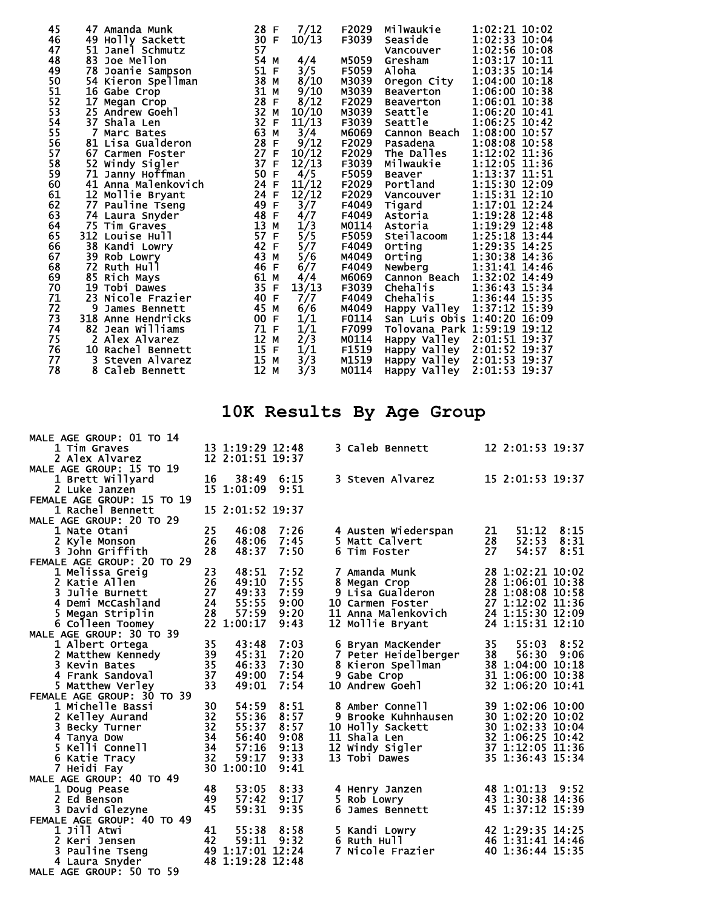| Place | Bib | Name | Age | Sex | Div Place | Division | City | Time | Pace |
|---|---|---|---|---|---|---|---|---|---|
| 45 | 47 | Amanda Munk | 28 | F | 7/12 | F2029 | Milwaukie | 1:02:21 | 10:02 |
| 46 | 49 | Holly Sackett | 30 | F | 10/13 | F3039 | Seaside | 1:02:33 | 10:04 |
| 47 | 51 | Janel Schmutz | 57 | | | | Vancouver | 1:02:56 | 10:08 |
| 48 | 83 | Joe Mellon | 54 | M | 4/4 | M5059 | Gresham | 1:03:17 | 10:11 |
| 49 | 78 | Joanie Sampson | 51 | F | 3/5 | F5059 | Aloha | 1:03:35 | 10:14 |
| 50 | 54 | Kieron Spellman | 38 | M | 8/10 | M3039 | Oregon City | 1:04:00 | 10:18 |
| 51 | 16 | Gabe Crop | 31 | M | 9/10 | M3039 | Beaverton | 1:06:00 | 10:38 |
| 52 | 17 | Megan Crop | 28 | F | 8/12 | F2029 | Beaverton | 1:06:01 | 10:38 |
| 53 | 25 | Andrew Goehl | 32 | M | 10/10 | M3039 | Seattle | 1:06:20 | 10:41 |
| 54 | 37 | Shala Len | 32 | F | 11/13 | F3039 | Seattle | 1:06:25 | 10:42 |
| 55 | 7 | Marc Bates | 63 | M | 3/4 | M6069 | Cannon Beach | 1:08:00 | 10:57 |
| 56 | 81 | Lisa Gualderon | 28 | F | 9/12 | F2029 | Pasadena | 1:08:08 | 10:58 |
| 57 | 67 | Carmen Foster | 27 | F | 10/12 | F2029 | The Dalles | 1:12:02 | 11:36 |
| 58 | 52 | Windy Sigler | 37 | F | 12/13 | F3039 | Milwaukie | 1:12:05 | 11:36 |
| 59 | 71 | Janny Hoffman | 50 | F | 4/5 | F5059 | Beaver | 1:13:37 | 11:51 |
| 60 | 41 | Anna Malenkovich | 24 | F | 11/12 | F2029 | Portland | 1:15:30 | 12:09 |
| 61 | 12 | Mollie Bryant | 24 | F | 12/12 | F2029 | Vancouver | 1:15:31 | 12:10 |
| 62 | 77 | Pauline Tseng | 49 | F | 3/7 | F4049 | Tigard | 1:17:01 | 12:24 |
| 63 | 74 | Laura Snyder | 48 | F | 4/7 | F4049 | Astoria | 1:19:28 | 12:48 |
| 64 | 75 | Tim Graves | 13 | M | 1/3 | M0114 | Astoria | 1:19:29 | 12:48 |
| 65 | 312 | Louise Hull | 57 | F | 5/5 | F5059 | Steilacoom | 1:25:18 | 13:44 |
| 66 | 38 | Kandi Lowry | 42 | F | 5/7 | F4049 | Orting | 1:29:35 | 14:25 |
| 67 | 39 | Rob Lowry | 43 | M | 5/6 | M4049 | Orting | 1:30:38 | 14:36 |
| 68 | 72 | Ruth Hull | 46 | F | 6/7 | F4049 | Newberg | 1:31:41 | 14:46 |
| 69 | 85 | Rich Mays | 61 | M | 4/4 | M6069 | Cannon Beach | 1:32:02 | 14:49 |
| 70 | 19 | Tobi Dawes | 35 | F | 13/13 | F3039 | Chehalis | 1:36:43 | 15:34 |
| 71 | 23 | Nicole Frazier | 40 | F | 7/7 | F4049 | Chehalis | 1:36:44 | 15:35 |
| 72 | 9 | James Bennett | 45 | M | 6/6 | M4049 | Happy Valley | 1:37:12 | 15:39 |
| 73 | 318 | Anne Hendricks | 00 | F | 1/1 | F0114 | San Luis Obis | 1:40:20 | 16:09 |
| 74 | 82 | Jean Williams | 71 | F | 1/1 | F7099 | Tolovana Park | 1:59:19 | 19:12 |
| 75 | 2 | Alex Alvarez | 12 | M | 2/3 | M0114 | Happy Valley | 2:01:51 | 19:37 |
| 76 | 10 | Rachel Bennett | 15 | F | 1/1 | F1519 | Happy Valley | 2:01:52 | 19:37 |
| 77 | 3 | Steven Alvarez | 15 | M | 3/3 | M1519 | Happy Valley | 2:01:53 | 19:37 |
| 78 | 8 | Caleb Bennett | 12 | M | 3/3 | M0114 | Happy Valley | 2:01:53 | 19:37 |

# 10K Results By Age Group

**MALE AGE GROUP: 01 TO 14**

| Place | Name | Age | Time | Pace |
|---|---|---|---|---|
| 1 | Tim Graves | 13 | 1:19:29 | 12:48 |
| 2 | Alex Alvarez | 12 | 2:01:51 | 19:37 |
| 3 | Caleb Bennett | 12 | 2:01:53 | 19:37 |

**MALE AGE GROUP: 15 TO 19**

| Place | Name | Age | Time | Pace |
|---|---|---|---|---|
| 1 | Brett Willyard | 16 | 38:49 | 6:15 |
| 2 | Luke Janzen | 15 | 1:01:09 | 9:51 |
| 3 | Steven Alvarez | 15 | 2:01:53 | 19:37 |

**FEMALE AGE GROUP: 15 TO 19**

| Place | Name | Age | Time | Pace |
|---|---|---|---|---|
| 1 | Rachel Bennett | 15 | 2:01:52 | 19:37 |

**MALE AGE GROUP: 20 TO 29**

| Place | Name | Age | Time | Pace |
|---|---|---|---|---|
| 1 | Nate Otani | 25 | 46:08 | 7:26 |
| 2 | Kyle Monson | 26 | 48:06 | 7:45 |
| 3 | John Griffith | 28 | 48:37 | 7:50 |
| 4 | Austen Wiederspan | 21 | 51:12 | 8:15 |
| 5 | Matt Calvert | 28 | 52:53 | 8:31 |
| 6 | Tim Foster | 27 | 54:57 | 8:51 |

**FEMALE AGE GROUP: 20 TO 29**

| Place | Name | Age | Time | Pace |
|---|---|---|---|---|
| 1 | Melissa Greig | 23 | 48:51 | 7:52 |
| 2 | Katie Allen | 26 | 49:10 | 7:55 |
| 3 | Julie Burnett | 27 | 49:33 | 7:59 |
| 4 | Demi McCashland | 24 | 55:55 | 9:00 |
| 5 | Megan Striplin | 28 | 57:59 | 9:20 |
| 6 | Colleen Toomey | 22 | 1:00:17 | 9:43 |
| 7 | Amanda Munk | 28 | 1:02:21 | 10:02 |
| 8 | Megan Crop | 28 | 1:06:01 | 10:38 |
| 9 | Lisa Gualderon | 28 | 1:08:08 | 10:58 |
| 10 | Carmen Foster | 27 | 1:12:02 | 11:36 |
| 11 | Anna Malenkovich | 24 | 1:15:30 | 12:09 |
| 12 | Mollie Bryant | 24 | 1:15:31 | 12:10 |

**MALE AGE GROUP: 30 TO 39**

| Place | Name | Age | Time | Pace |
|---|---|---|---|---|
| 1 | Albert Ortega | 35 | 43:48 | 7:03 |
| 2 | Matthew Kennedy | 39 | 45:31 | 7:20 |
| 3 | Kevin Bates | 35 | 46:33 | 7:30 |
| 4 | Frank Sandoval | 37 | 49:00 | 7:54 |
| 5 | Matthew Verley | 33 | 49:01 | 7:54 |
| 6 | Bryan MacKender | 35 | 55:03 | 8:52 |
| 7 | Peter Heidelberger | 38 | 56:30 | 9:06 |
| 8 | Kieron Spellman | 38 | 1:04:00 | 10:18 |
| 9 | Gabe Crop | 31 | 1:06:00 | 10:38 |
| 10 | Andrew Goehl | 32 | 1:06:20 | 10:41 |

**FEMALE AGE GROUP: 30 TO 39**

| Place | Name | Age | Time | Pace |
|---|---|---|---|---|
| 1 | Michelle Bassi | 30 | 54:59 | 8:51 |
| 2 | Kelley Aurand | 32 | 55:36 | 8:57 |
| 3 | Becky Turner | 32 | 55:37 | 8:57 |
| 4 | Tanya Dow | 34 | 56:40 | 9:08 |
| 5 | Kelli Connell | 34 | 57:16 | 9:13 |
| 6 | Katie Tracy | 32 | 59:17 | 9:33 |
| 7 | Heidi Fay | 30 | 1:00:10 | 9:41 |
| 8 | Amber Connell | 39 | 1:02:06 | 10:00 |
| 9 | Brooke Kuhnhausen | 30 | 1:02:20 | 10:02 |
| 10 | Holly Sackett | 30 | 1:02:33 | 10:04 |
| 11 | Shala Len | 32 | 1:06:25 | 10:42 |
| 12 | Windy Sigler | 37 | 1:12:05 | 11:36 |
| 13 | Tobi Dawes | 35 | 1:36:43 | 15:34 |

**MALE AGE GROUP: 40 TO 49**

| Place | Name | Age | Time | Pace |
|---|---|---|---|---|
| 1 | Doug Pease | 48 | 53:05 | 8:33 |
| 2 | Ed Benson | 49 | 57:42 | 9:17 |
| 3 | David Glezyne | 45 | 59:31 | 9:35 |
| 4 | Henry Janzen | 48 | 1:01:13 | 9:52 |
| 5 | Rob Lowry | 43 | 1:30:38 | 14:36 |
| 6 | James Bennett | 45 | 1:37:12 | 15:39 |

**FEMALE AGE GROUP: 40 TO 49**

| Place | Name | Age | Time | Pace |
|---|---|---|---|---|
| 1 | Jill Atwi | 41 | 55:38 | 8:58 |
| 2 | Keri Jensen | 42 | 59:11 | 9:32 |
| 3 | Pauline Tseng | 49 | 1:17:01 | 12:24 |
| 4 | Laura Snyder | 48 | 1:19:28 | 12:48 |
| 5 | Kandi Lowry | 42 | 1:29:35 | 14:25 |
| 6 | Ruth Hull | 46 | 1:31:41 | 14:46 |
| 7 | Nicole Frazier | 40 | 1:36:44 | 15:35 |

**MALE AGE GROUP: 50 TO 59**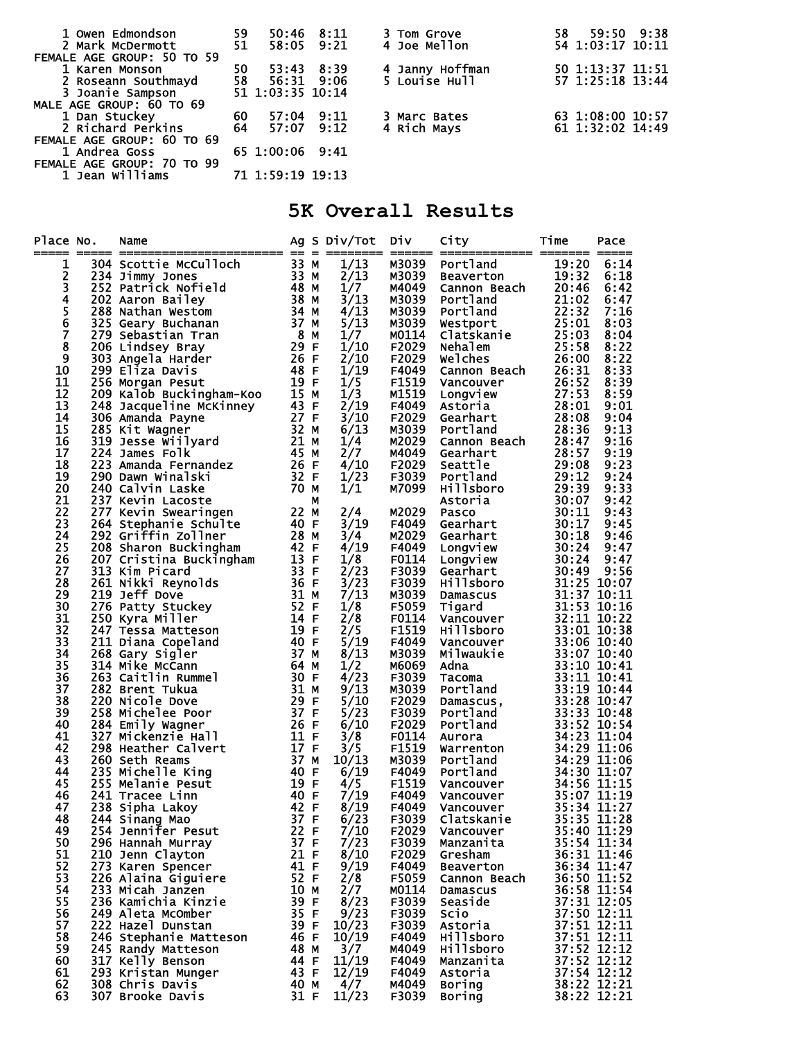| | Name | Age | Time | Pace | | Name | Age | Time | Pace |
|---|---|---|---|---|---|---|---|---|---|
| 1 | Owen Edmondson | 59 | 50:46 | 8:11 | 3 | Tom Grove | 58 | 59:50 | 9:38 |
| 2 | Mark McDermott | 51 | 58:05 | 9:21 | 4 | Joe Mellon | 54 | 1:03:17 | 10:11 |

FEMALE AGE GROUP: 50 TO 59

| | Name | Age | Time | Pace | | Name | Age | Time | Pace |
|---|---|---|---|---|---|---|---|---|---|
| 1 | Karen Monson | 50 | 53:43 | 8:39 | 4 | Janny Hoffman | 50 | 1:13:37 | 11:51 |
| 2 | Roseann Southmayd | 58 | 56:31 | 9:06 | 5 | Louise Hull | 57 | 1:25:18 | 13:44 |
| 3 | Joanie Sampson | 51 | 1:03:35 | 10:14 | | | | | |

MALE AGE GROUP: 60 TO 69

| | Name | Age | Time | Pace | | Name | Age | Time | Pace |
|---|---|---|---|---|---|---|---|---|---|
| 1 | Dan Stuckey | 60 | 57:04 | 9:11 | 3 | Marc Bates | 63 | 1:08:00 | 10:57 |
| 2 | Richard Perkins | 64 | 57:07 | 9:12 | 4 | Rich Mays | 61 | 1:32:02 | 14:49 |

FEMALE AGE GROUP: 60 TO 69

| | Name | Age | Time | Pace |
|---|---|---|---|---|
| 1 | Andrea Goss | 65 | 1:00:06 | 9:41 |

FEMALE AGE GROUP: 70 TO 99

| | Name | Age | Time | Pace |
|---|---|---|---|---|
| 1 | Jean Williams | 71 | 1:59:19 | 19:13 |

# 5K Overall Results

| Place | No. | Name | Ag | S | Div/Tot | Div | City | Time | Pace |
|---|---|---|---|---|---|---|---|---|---|
| 1 | 304 | Scottie McCulloch | 33 | M | 1/13 | M3039 | Portland | 19:20 | 6:14 |
| 2 | 234 | Jimmy Jones | 33 | M | 2/13 | M3039 | Beaverton | 19:32 | 6:18 |
| 3 | 252 | Patrick Nofield | 48 | M | 1/7 | M4049 | Cannon Beach | 20:46 | 6:42 |
| 4 | 202 | Aaron Bailey | 38 | M | 3/13 | M3039 | Portland | 21:02 | 6:47 |
| 5 | 288 | Nathan Westom | 34 | M | 4/13 | M3039 | Portland | 22:32 | 7:16 |
| 6 | 325 | Geary Buchanan | 37 | M | 5/13 | M3039 | Westport | 25:01 | 8:03 |
| 7 | 279 | Sebastian Tran | 8 | M | 1/7 | M0114 | Clatskanie | 25:03 | 8:04 |
| 8 | 206 | Lindsey Bray | 29 | F | 1/10 | F2029 | Nehalem | 25:58 | 8:22 |
| 9 | 303 | Angela Harder | 26 | F | 2/10 | F2029 | Welches | 26:00 | 8:22 |
| 10 | 299 | Eliza Davis | 48 | F | 1/19 | F4049 | Cannon Beach | 26:31 | 8:33 |
| 11 | 256 | Morgan Pesut | 19 | F | 1/5 | F1519 | Vancouver | 26:52 | 8:39 |
| 12 | 209 | Kalob Buckingham-Koo | 15 | M | 1/3 | M1519 | Longview | 27:53 | 8:59 |
| 13 | 248 | Jacqueline McKinney | 43 | F | 2/19 | F4049 | Astoria | 28:01 | 9:01 |
| 14 | 306 | Amanda Payne | 27 | F | 3/10 | F2029 | Gearhart | 28:08 | 9:04 |
| 15 | 285 | Kit Wagner | 32 | M | 6/13 | M3039 | Portland | 28:36 | 9:13 |
| 16 | 319 | Jesse Wilyard | 21 | M | 1/4 | M2029 | Cannon Beach | 28:47 | 9:16 |
| 17 | 224 | James Folk | 45 | M | 2/7 | M4049 | Gearhart | 28:57 | 9:19 |
| 18 | 223 | Amanda Fernandez | 26 | F | 4/10 | F2029 | Seattle | 29:08 | 9:23 |
| 19 | 290 | Dawn Winalski | 32 | F | 1/23 | F3039 | Portland | 29:12 | 9:24 |
| 20 | 240 | Calvin Laske | 70 | M | 1/1 | M7099 | Hillsboro | 29:39 | 9:33 |
| 21 | 237 | Kevin Lacoste | | M | | | Astoria | 30:07 | 9:42 |
| 22 | 277 | Kevin Swearingen | 22 | M | 2/4 | M2029 | Pasco | 30:11 | 9:43 |
| 23 | 264 | Stephanie Schulte | 40 | F | 3/19 | F4049 | Gearhart | 30:17 | 9:45 |
| 24 | 292 | Griffin Zollner | 28 | M | 3/4 | M2029 | Gearhart | 30:18 | 9:46 |
| 25 | 208 | Sharon Buckingham | 42 | F | 4/19 | F4049 | Longview | 30:24 | 9:47 |
| 26 | 207 | Cristina Buckingham | 13 | F | 1/8 | F0114 | Longview | 30:24 | 9:47 |
| 27 | 313 | Kim Picard | 33 | F | 2/23 | F3039 | Gearhart | 30:49 | 9:56 |
| 28 | 261 | Nikki Reynolds | 36 | F | 3/23 | F3039 | Hillsboro | 31:25 | 10:07 |
| 29 | 219 | Jeff Dove | 31 | M | 7/13 | M3039 | Damascus | 31:37 | 10:11 |
| 30 | 276 | Patty Stuckey | 52 | F | 1/8 | F5059 | Tigard | 31:53 | 10:16 |
| 31 | 250 | Kyra Miller | 14 | F | 2/8 | F0114 | Vancouver | 32:11 | 10:22 |
| 32 | 247 | Tessa Matteson | 19 | F | 2/5 | F1519 | Hillsboro | 33:01 | 10:38 |
| 33 | 211 | Diana Copeland | 40 | F | 5/19 | F4049 | Vancouver | 33:06 | 10:40 |
| 34 | 268 | Gary Sigler | 37 | M | 8/13 | M3039 | Milwaukie | 33:07 | 10:40 |
| 35 | 314 | Mike McCann | 64 | M | 1/2 | M6069 | Adna | 33:10 | 10:41 |
| 36 | 263 | Caitlin Rummel | 30 | F | 4/23 | F3039 | Tacoma | 33:11 | 10:41 |
| 37 | 282 | Brent Tukua | 31 | M | 9/13 | M3039 | Portland | 33:19 | 10:44 |
| 38 | 220 | Nicole Dove | 29 | F | 5/10 | F2029 | Damascus, | 33:28 | 10:47 |
| 39 | 258 | Michelee Poor | 37 | F | 5/23 | F3039 | Portland | 33:33 | 10:48 |
| 40 | 284 | Emily Wagner | 26 | F | 6/10 | F2029 | Portland | 33:52 | 10:54 |
| 41 | 327 | Mickenzie Hall | 11 | F | 3/8 | F0114 | Aurora | 34:23 | 11:04 |
| 42 | 298 | Heather Calvert | 17 | F | 3/5 | F1519 | Warrenton | 34:29 | 11:06 |
| 43 | 260 | Seth Reams | 37 | M | 10/13 | M3039 | Portland | 34:29 | 11:06 |
| 44 | 235 | Michelle King | 40 | F | 6/19 | F4049 | Portland | 34:30 | 11:07 |
| 45 | 255 | Melanie Pesut | 19 | F | 4/5 | F1519 | Vancouver | 34:56 | 11:15 |
| 46 | 241 | Tracee Linn | 40 | F | 7/19 | F4049 | Vancouver | 35:07 | 11:19 |
| 47 | 238 | Sipha Lakoy | 42 | F | 8/19 | F4049 | Vancouver | 35:34 | 11:27 |
| 48 | 244 | Sinang Mao | 37 | F | 6/23 | F3039 | Clatskanie | 35:35 | 11:28 |
| 49 | 254 | Jennifer Pesut | 22 | F | 7/10 | F2029 | Vancouver | 35:40 | 11:29 |
| 50 | 296 | Hannah Murray | 37 | F | 7/23 | F3039 | Manzanita | 35:54 | 11:34 |
| 51 | 210 | Jenn Clayton | 21 | F | 8/10 | F2029 | Gresham | 36:31 | 11:46 |
| 52 | 273 | Karen Spencer | 41 | F | 9/19 | F4049 | Beaverton | 36:34 | 11:47 |
| 53 | 226 | Alaina Giguiere | 52 | F | 2/8 | F5059 | Cannon Beach | 36:50 | 11:52 |
| 54 | 233 | Micah Janzen | 10 | M | 2/7 | M0114 | Damascus | 36:58 | 11:54 |
| 55 | 236 | Kamichia Kinzie | 39 | F | 8/23 | F3039 | Seaside | 37:31 | 12:05 |
| 56 | 249 | Aleta McOmber | 35 | F | 9/23 | F3039 | Scio | 37:50 | 12:11 |
| 57 | 222 | Hazel Dunstan | 39 | F | 10/23 | F3039 | Astoria | 37:51 | 12:11 |
| 58 | 246 | Stephanie Matteson | 46 | F | 10/19 | F4049 | Hillsboro | 37:51 | 12:11 |
| 59 | 245 | Randy Matteson | 48 | M | 3/7 | M4049 | Hillsboro | 37:52 | 12:12 |
| 60 | 317 | Kelly Benson | 44 | F | 11/19 | F4049 | Manzanita | 37:52 | 12:12 |
| 61 | 293 | Kristan Munger | 43 | F | 12/19 | F4049 | Astoria | 37:54 | 12:12 |
| 62 | 308 | Chris Davis | 40 | M | 4/7 | M4049 | Boring | 38:22 | 12:21 |
| 63 | 307 | Brooke Davis | 31 | F | 11/23 | F3039 | Boring | 38:22 | 12:21 |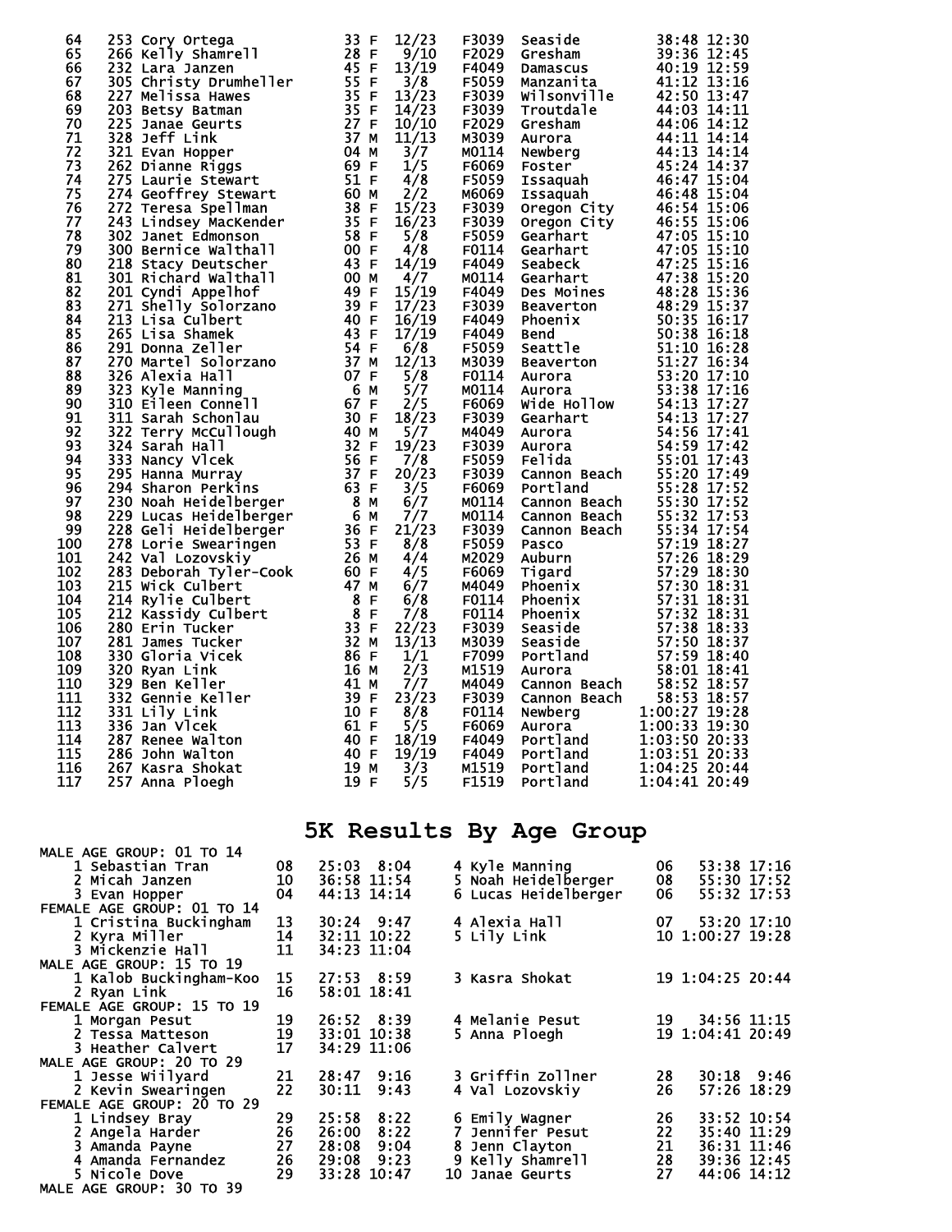| Place | Bib | Name | Age | Sex | Div Place | Div | City | Time | Pace |
|---|---|---|---|---|---|---|---|---|---|
| 64 | 253 | Cory Ortega | 33 | F | 12/23 | F3039 | Seaside | 38:48 | 12:30 |
| 65 | 266 | Kelly Shamrell | 28 | F | 9/10 | F2029 | Gresham | 39:36 | 12:45 |
| 66 | 232 | Lara Janzen | 45 | F | 13/19 | F4049 | Damascus | 40:19 | 12:59 |
| 67 | 305 | Christy Drumheller | 55 | F | 3/8 | F5059 | Manzanita | 41:12 | 13:16 |
| 68 | 227 | Melissa Hawes | 35 | F | 13/23 | F3039 | Wilsonville | 42:50 | 13:47 |
| 69 | 203 | Betsy Batman | 35 | F | 14/23 | F3039 | Troutdale | 44:03 | 14:11 |
| 70 | 225 | Janae Geurts | 27 | F | 10/10 | F2029 | Gresham | 44:06 | 14:12 |
| 71 | 328 | Jeff Link | 37 | M | 11/13 | M3039 | Aurora | 44:11 | 14:14 |
| 72 | 321 | Evan Hopper | 04 | M | 3/7 | M0114 | Newberg | 44:13 | 14:14 |
| 73 | 262 | Dianne Riggs | 69 | F | 1/5 | F6069 | Foster | 45:24 | 14:37 |
| 74 | 275 | Laurie Stewart | 51 | F | 4/8 | F5059 | Issaquah | 46:47 | 15:04 |
| 75 | 274 | Geoffrey Stewart | 60 | M | 2/2 | M6069 | Issaquah | 46:48 | 15:04 |
| 76 | 272 | Teresa Spellman | 38 | F | 15/23 | F3039 | Oregon City | 46:54 | 15:06 |
| 77 | 243 | Lindsey MacKender | 35 | F | 16/23 | F3039 | Oregon City | 46:55 | 15:06 |
| 78 | 302 | Janet Edmonson | 58 | F | 5/8 | F5059 | Gearhart | 47:05 | 15:10 |
| 79 | 300 | Bernice Walthall | 00 | F | 4/8 | F0114 | Gearhart | 47:05 | 15:10 |
| 80 | 218 | Stacy Deutscher | 43 | F | 14/19 | F4049 | Seabeck | 47:25 | 15:16 |
| 81 | 301 | Richard Walthall | 00 | M | 4/7 | M0114 | Gearhart | 47:38 | 15:20 |
| 82 | 201 | Cyndi Appelhof | 49 | F | 15/19 | F4049 | Des Moines | 48:28 | 15:36 |
| 83 | 271 | Shelly Solorzano | 39 | F | 17/23 | F3039 | Beaverton | 48:29 | 15:37 |
| 84 | 213 | Lisa Culbert | 40 | F | 16/19 | F4049 | Phoenix | 50:35 | 16:17 |
| 85 | 265 | Lisa Shamek | 43 | F | 17/19 | F4049 | Bend | 50:38 | 16:18 |
| 86 | 291 | Donna Zeller | 54 | F | 6/8 | F5059 | Seattle | 51:10 | 16:28 |
| 87 | 270 | Martel Solorzano | 37 | M | 12/13 | M3039 | Beaverton | 51:27 | 16:34 |
| 88 | 326 | Alexia Hall | 07 | F | 5/8 | F0114 | Aurora | 53:20 | 17:10 |
| 89 | 323 | Kyle Manning | 6 | M | 5/7 | M0114 | Aurora | 53:38 | 17:16 |
| 90 | 310 | Eileen Connell | 67 | F | 2/5 | F6069 | Wide Hollow | 54:13 | 17:27 |
| 91 | 311 | Sarah Schonlau | 30 | F | 18/23 | F3039 | Gearhart | 54:13 | 17:27 |
| 92 | 322 | Terry McCullough | 40 | M | 5/7 | M4049 | Aurora | 54:56 | 17:41 |
| 93 | 324 | Sarah Hall | 32 | F | 19/23 | F3039 | Aurora | 54:59 | 17:42 |
| 94 | 333 | Nancy Vlcek | 56 | F | 7/8 | F5059 | Felida | 55:01 | 17:43 |
| 95 | 295 | Hanna Murray | 37 | F | 20/23 | F3039 | Cannon Beach | 55:20 | 17:49 |
| 96 | 294 | Sharon Perkins | 63 | F | 3/5 | F6069 | Portland | 55:28 | 17:52 |
| 97 | 230 | Noah Heidelberger | 8 | M | 6/7 | M0114 | Cannon Beach | 55:30 | 17:52 |
| 98 | 229 | Lucas Heidelberger | 6 | M | 7/7 | M0114 | Cannon Beach | 55:32 | 17:53 |
| 99 | 228 | Geli Heidelberger | 36 | F | 21/23 | F3039 | Cannon Beach | 55:34 | 17:54 |
| 100 | 278 | Lorie Swearingen | 53 | F | 8/8 | F5059 | Pasco | 57:19 | 18:27 |
| 101 | 242 | Val Lozovskiy | 26 | M | 4/4 | M2029 | Auburn | 57:26 | 18:29 |
| 102 | 283 | Deborah Tyler-Cook | 60 | F | 4/5 | F6069 | Tigard | 57:29 | 18:30 |
| 103 | 215 | Wick Culbert | 47 | M | 6/7 | M4049 | Phoenix | 57:30 | 18:31 |
| 104 | 214 | Rylie Culbert | 8 | F | 6/8 | F0114 | Phoenix | 57:31 | 18:31 |
| 105 | 212 | Kassidy Culbert | 8 | F | 7/8 | F0114 | Phoenix | 57:32 | 18:31 |
| 106 | 280 | Erin Tucker | 33 | F | 22/23 | F3039 | Seaside | 57:38 | 18:33 |
| 107 | 281 | James Tucker | 32 | M | 13/13 | M3039 | Seaside | 57:50 | 18:37 |
| 108 | 330 | Gloria Vlcek | 86 | F | 1/1 | F7099 | Portland | 57:59 | 18:40 |
| 109 | 320 | Ryan Link | 16 | M | 2/3 | M1519 | Aurora | 58:01 | 18:41 |
| 110 | 329 | Ben Keller | 41 | M | 7/7 | M4049 | Cannon Beach | 58:52 | 18:57 |
| 111 | 332 | Gennie Keller | 39 | F | 23/23 | F3039 | Cannon Beach | 58:53 | 18:57 |
| 112 | 331 | Lily Link | 10 | F | 8/8 | F0114 | Newberg | 1:00:27 | 19:28 |
| 113 | 336 | Jan Vlcek | 61 | F | 5/5 | F6069 | Aurora | 1:00:33 | 19:30 |
| 114 | 287 | Renee Walton | 40 | F | 18/19 | F4049 | Portland | 1:03:50 | 20:33 |
| 115 | 286 | John Walton | 40 | F | 19/19 | F4049 | Portland | 1:03:51 | 20:33 |
| 116 | 267 | Kasra Shokat | 19 | M | 3/3 | M1519 | Portland | 1:04:25 | 20:44 |
| 117 | 257 | Anna Ploegh | 19 | F | 5/5 | F1519 | Portland | 1:04:41 | 20:49 |

# 5K Results By Age Group

**MALE AGE GROUP: 01 TO 14**

| Place | Name | Age | Time | Pace |
|---|---|---|---|---|
| 1 | Sebastian Tran | 08 | 25:03 | 8:04 |
| 2 | Micah Janzen | 10 | 36:58 | 11:54 |
| 3 | Evan Hopper | 04 | 44:13 | 14:14 |
| 4 | Kyle Manning | 06 | 53:38 | 17:16 |
| 5 | Noah Heidelberger | 08 | 55:30 | 17:52 |
| 6 | Lucas Heidelberger | 06 | 55:32 | 17:53 |

**FEMALE AGE GROUP: 01 TO 14**

| Place | Name | Age | Time | Pace |
|---|---|---|---|---|
| 1 | Cristina Buckingham | 13 | 30:24 | 9:47 |
| 2 | Kyra Miller | 14 | 32:11 | 10:22 |
| 3 | Mickenzie Hall | 11 | 34:23 | 11:04 |
| 4 | Alexia Hall | 07 | 53:20 | 17:10 |
| 5 | Lily Link | 10 | 1:00:27 | 19:28 |

**MALE AGE GROUP: 15 TO 19**

| Place | Name | Age | Time | Pace |
|---|---|---|---|---|
| 1 | Kalob Buckingham-Koo | 15 | 27:53 | 8:59 |
| 2 | Ryan Link | 16 | 58:01 | 18:41 |
| 3 | Kasra Shokat | 19 | 1:04:25 | 20:44 |

**FEMALE AGE GROUP: 15 TO 19**

| Place | Name | Age | Time | Pace |
|---|---|---|---|---|
| 1 | Morgan Pesut | 19 | 26:52 | 8:39 |
| 2 | Tessa Matteson | 19 | 33:01 | 10:38 |
| 3 | Heather Calvert | 17 | 34:29 | 11:06 |
| 4 | Melanie Pesut | 19 | 34:56 | 11:15 |
| 5 | Anna Ploegh | 19 | 1:04:41 | 20:49 |

**MALE AGE GROUP: 20 TO 29**

| Place | Name | Age | Time | Pace |
|---|---|---|---|---|
| 1 | Jesse Wiilyard | 21 | 28:47 | 9:16 |
| 2 | Kevin Swearingen | 22 | 30:11 | 9:43 |
| 3 | Griffin Zollner | 28 | 30:18 | 9:46 |
| 4 | Val Lozovskiy | 26 | 57:26 | 18:29 |

**FEMALE AGE GROUP: 20 TO 29**

| Place | Name | Age | Time | Pace |
|---|---|---|---|---|
| 1 | Lindsey Bray | 29 | 25:58 | 8:22 |
| 2 | Angela Harder | 26 | 26:00 | 8:22 |
| 3 | Amanda Payne | 27 | 28:08 | 9:04 |
| 4 | Amanda Fernandez | 26 | 29:08 | 9:23 |
| 5 | Nicole Dove | 29 | 33:28 | 10:47 |
| 6 | Emily Wagner | 26 | 33:52 | 10:54 |
| 7 | Jennifer Pesut | 22 | 35:40 | 11:29 |
| 8 | Jenn Clayton | 21 | 36:31 | 11:46 |
| 9 | Kelly Shamrell | 28 | 39:36 | 12:45 |
| 10 | Janae Geurts | 27 | 44:06 | 14:12 |

**MALE AGE GROUP: 30 TO 39**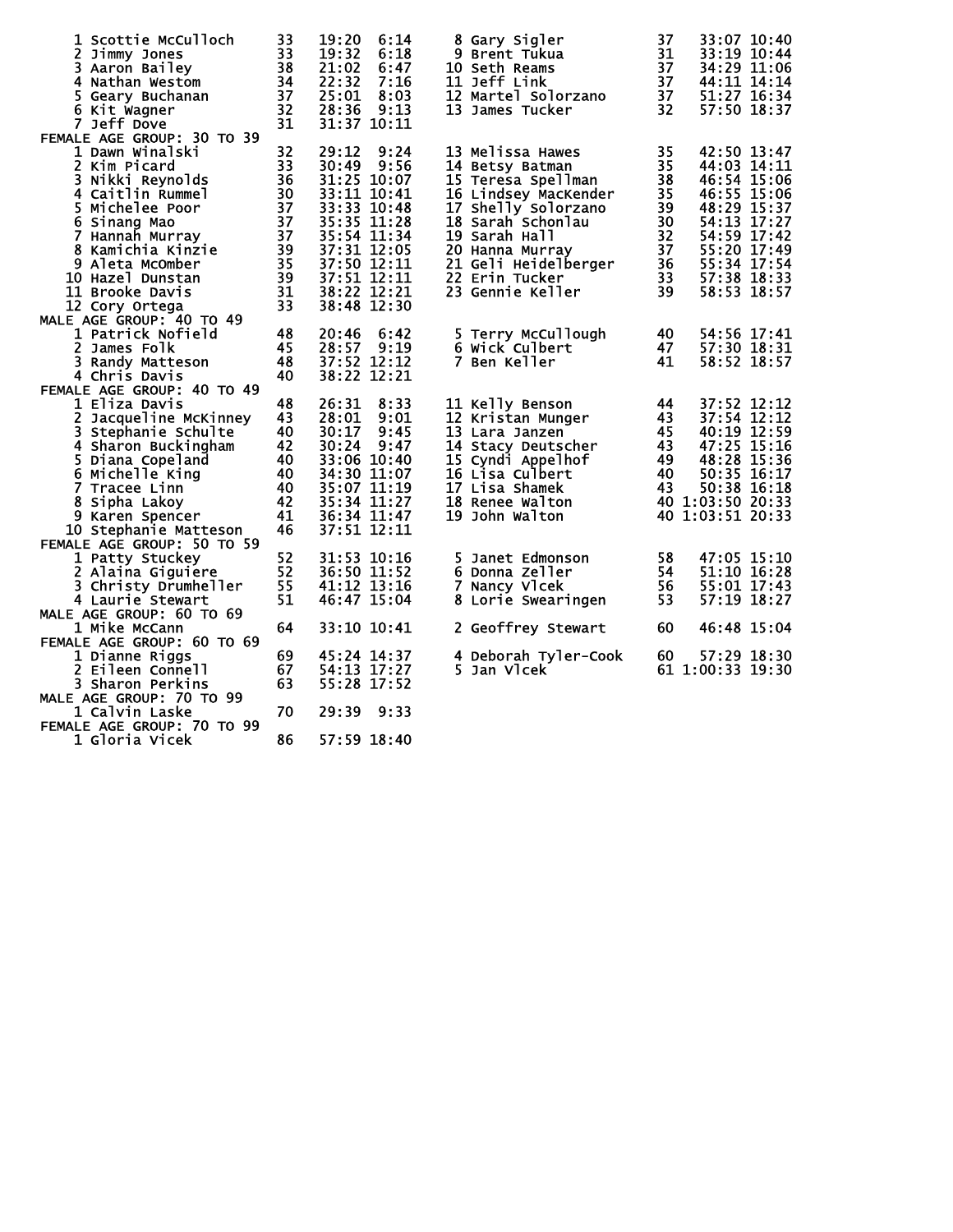| | | | | | | | | |
|---|---|---|---|---|---|---|---|---|
| 1 | Scottie McCulloch | 33 | 19:20 | 6:14 | 8 | Gary Sigler | 37 | 33:07 10:40 |
| 2 | Jimmy Jones | 33 | 19:32 | 6:18 | 9 | Brent Tukua | 31 | 33:19 10:44 |
| 3 | Aaron Bailey | 38 | 21:02 | 6:47 | 10 | Seth Reams | 37 | 34:29 11:06 |
| 4 | Nathan Westom | 34 | 22:32 | 7:16 | 11 | Jeff Link | 37 | 44:11 14:14 |
| 5 | Geary Buchanan | 37 | 25:01 | 8:03 | 12 | Martel Solorzano | 37 | 51:27 16:34 |
| 6 | Kit Wagner | 32 | 28:36 | 9:13 | 13 | James Tucker | 32 | 57:50 18:37 |
| 7 | Jeff Dove | 31 | 31:37 | 10:11 | | | | |

FEMALE AGE GROUP: 30 TO 39

| | | | | | | | | |
|---|---|---|---|---|---|---|---|---|
| 1 | Dawn Winalski | 32 | 29:12 | 9:24 | 13 | Melissa Hawes | 35 | 42:50 13:47 |
| 2 | Kim Picard | 33 | 30:49 | 9:56 | 14 | Betsy Batman | 35 | 44:03 14:11 |
| 3 | Nikki Reynolds | 36 | 31:25 | 10:07 | 15 | Teresa Spellman | 38 | 46:54 15:06 |
| 4 | Caitlin Rummel | 30 | 33:11 | 10:41 | 16 | Lindsey MacKender | 35 | 46:55 15:06 |
| 5 | Michelee Poor | 37 | 33:33 | 10:48 | 17 | Shelly Solorzano | 39 | 48:29 15:37 |
| 6 | Sinang Mao | 37 | 35:35 | 11:28 | 18 | Sarah Schonlau | 30 | 54:13 17:27 |
| 7 | Hannah Murray | 37 | 35:54 | 11:34 | 19 | Sarah Hall | 32 | 54:59 17:42 |
| 8 | Kamichia Kinzie | 39 | 37:31 | 12:05 | 20 | Hanna Murray | 37 | 55:20 17:49 |
| 9 | Aleta McOmber | 35 | 37:50 | 12:11 | 21 | Geli Heidelberger | 36 | 55:34 17:54 |
| 10 | Hazel Dunstan | 39 | 37:51 | 12:11 | 22 | Erin Tucker | 33 | 57:38 18:33 |
| 11 | Brooke Davis | 31 | 38:22 | 12:21 | 23 | Gennie Keller | 39 | 58:53 18:57 |
| 12 | Cory Ortega | 33 | 38:48 | 12:30 | | | | |

MALE AGE GROUP: 40 TO 49

| | | | | | | | | |
|---|---|---|---|---|---|---|---|---|
| 1 | Patrick Nofield | 48 | 20:46 | 6:42 | 5 | Terry McCullough | 40 | 54:56 17:41 |
| 2 | James Folk | 45 | 28:57 | 9:19 | 6 | Wick Culbert | 47 | 57:30 18:31 |
| 3 | Randy Matteson | 48 | 37:52 | 12:12 | 7 | Ben Keller | 41 | 58:52 18:57 |
| 4 | Chris Davis | 40 | 38:22 | 12:21 | | | | |

FEMALE AGE GROUP: 40 TO 49

| | | | | | | | | |
|---|---|---|---|---|---|---|---|---|
| 1 | Eliza Davis | 48 | 26:31 | 8:33 | 11 | Kelly Benson | 44 | 37:52 12:12 |
| 2 | Jacqueline McKinney | 43 | 28:01 | 9:01 | 12 | Kristan Munger | 43 | 37:54 12:12 |
| 3 | Stephanie Schulte | 40 | 30:17 | 9:45 | 13 | Lara Janzen | 45 | 40:19 12:59 |
| 4 | Sharon Buckingham | 42 | 30:24 | 9:47 | 14 | Stacy Deutscher | 43 | 47:25 15:16 |
| 5 | Diana Copeland | 40 | 33:06 | 10:40 | 15 | Cyndi Appelhof | 49 | 48:28 15:36 |
| 6 | Michelle King | 40 | 34:30 | 11:07 | 16 | Lisa Culbert | 40 | 50:35 16:17 |
| 7 | Tracee Linn | 40 | 35:07 | 11:19 | 17 | Lisa Shamek | 43 | 50:38 16:18 |
| 8 | Sipha Lakoy | 42 | 35:34 | 11:27 | 18 | Renee Walton | 40 | 1:03:50 20:33 |
| 9 | Karen Spencer | 41 | 36:34 | 11:47 | 19 | John Walton | 40 | 1:03:51 20:33 |
| 10 | Stephanie Matteson | 46 | 37:51 | 12:11 | | | | |

FEMALE AGE GROUP: 50 TO 59

| | | | | | | | | |
|---|---|---|---|---|---|---|---|---|
| 1 | Patty Stuckey | 52 | 31:53 | 10:16 | 5 | Janet Edmonson | 58 | 47:05 15:10 |
| 2 | Alaina Giguiere | 52 | 36:50 | 11:52 | 6 | Donna Zeller | 54 | 51:10 16:28 |
| 3 | Christy Drumheller | 55 | 41:12 | 13:16 | 7 | Nancy Vlcek | 56 | 55:01 17:43 |
| 4 | Laurie Stewart | 51 | 46:47 | 15:04 | 8 | Lorie Swearingen | 53 | 57:19 18:27 |

MALE AGE GROUP: 60 TO 69

| | | | | | | | | |
|---|---|---|---|---|---|---|---|---|
| 1 | Mike McCann | 64 | 33:10 | 10:41 | 2 | Geoffrey Stewart | 60 | 46:48 15:04 |

FEMALE AGE GROUP: 60 TO 69

| | | | | | | | | |
|---|---|---|---|---|---|---|---|---|
| 1 | Dianne Riggs | 69 | 45:24 | 14:37 | 4 | Deborah Tyler-Cook | 60 | 57:29 18:30 |
| 2 | Eileen Connell | 67 | 54:13 | 17:27 | 5 | Jan Vlcek | 61 | 1:00:33 19:30 |
| 3 | Sharon Perkins | 63 | 55:28 | 17:52 | | | | |

MALE AGE GROUP: 70 TO 99

| | | | | |
|---|---|---|---|---|
| 1 | Calvin Laske | 70 | 29:39 | 9:33 |

FEMALE AGE GROUP: 70 TO 99

| | | | | |
|---|---|---|---|---|
| 1 | Gloria Vicek | 86 | 57:59 | 18:40 |